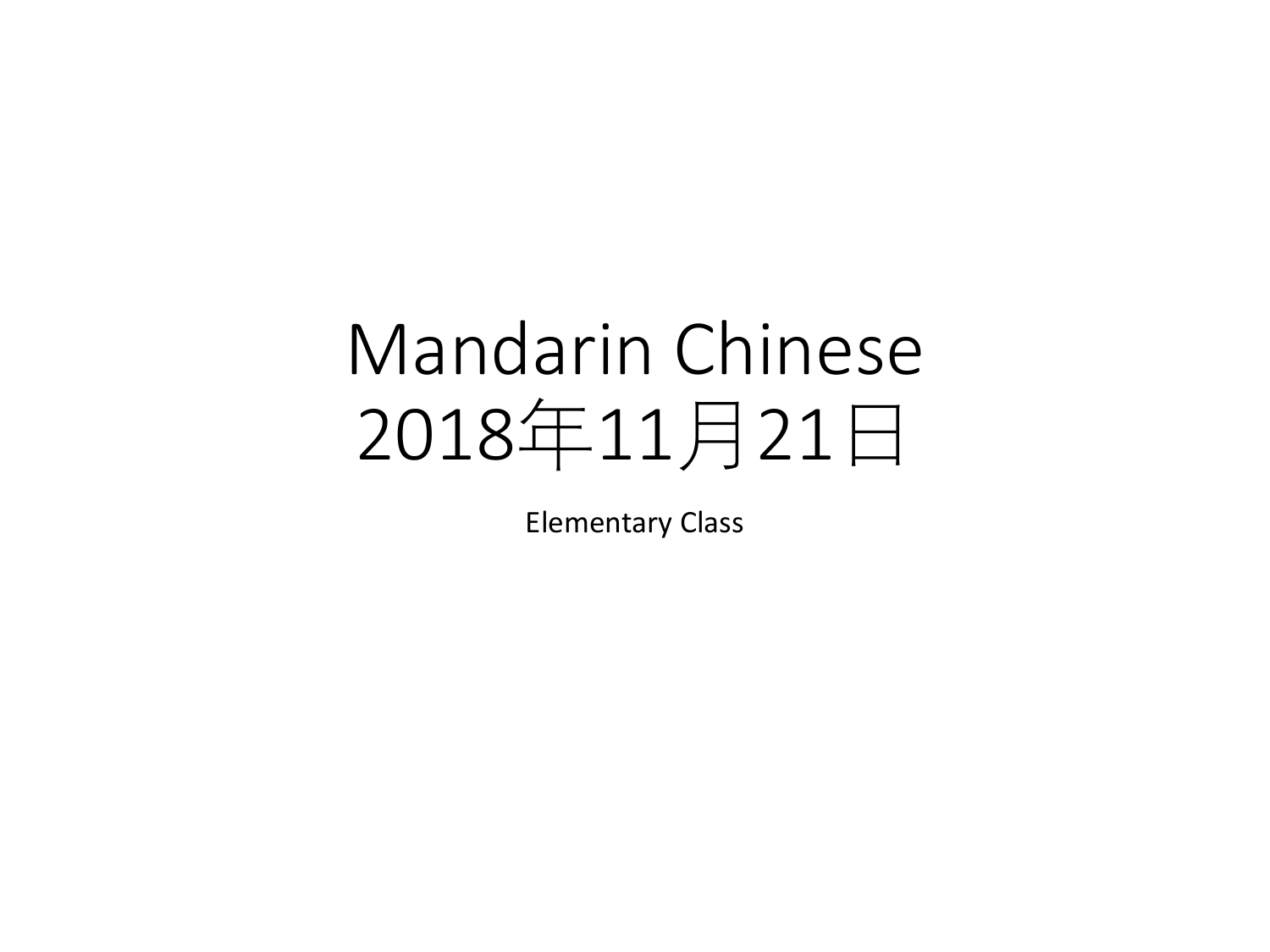# Mandarin Chinese 2018年11月21日

Elementary Class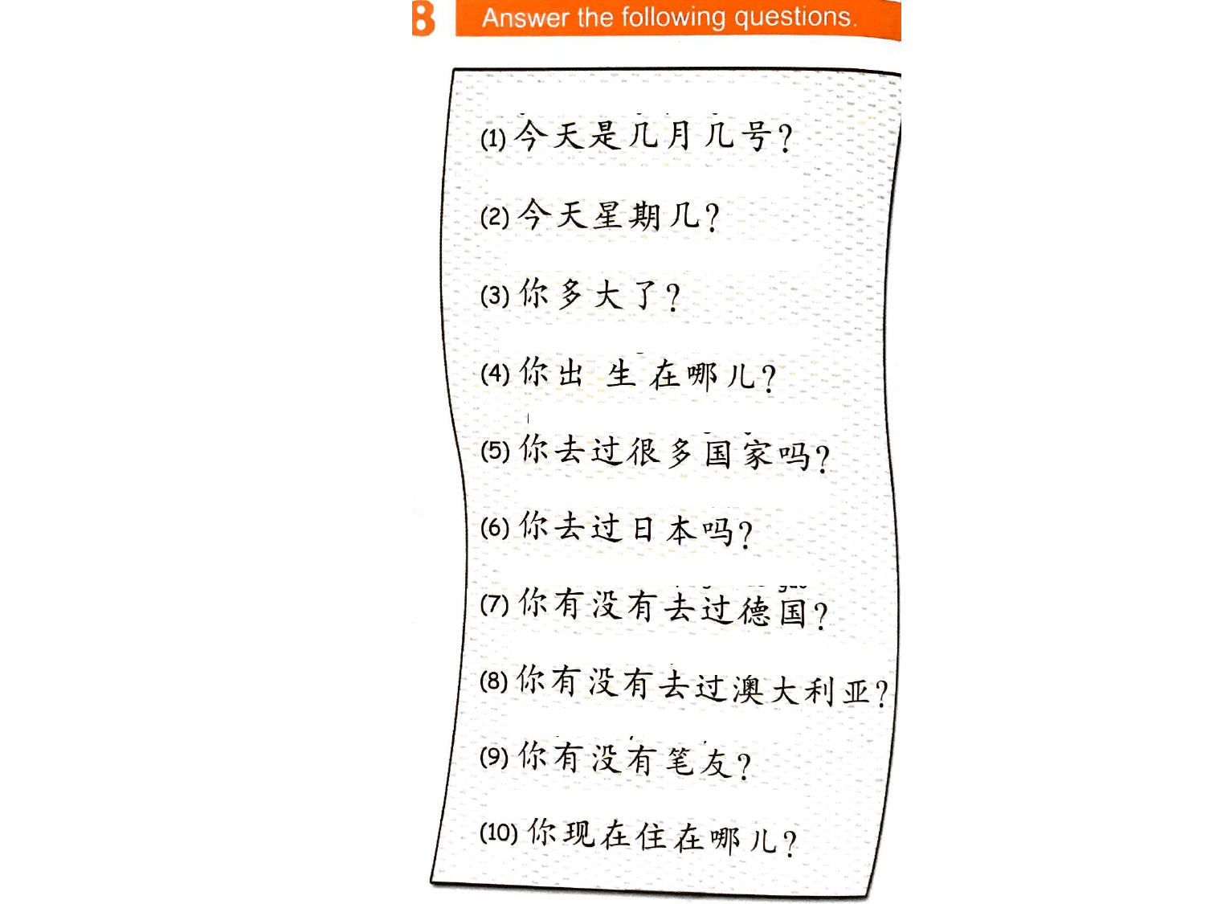## B Answer the following questions.

(1) 今天是几月几号？

(2) 今天星期几？

(3) 你多大了？

(4) 你出生在哪儿？

(5) 你去过很多国家吗？

(6) 你去过日本吗？

(7) 你有没有去过德国？

(8) 你有没有去过澳大利亚？

(9) 你有没有笔友？

(10) 你现在住在哪儿？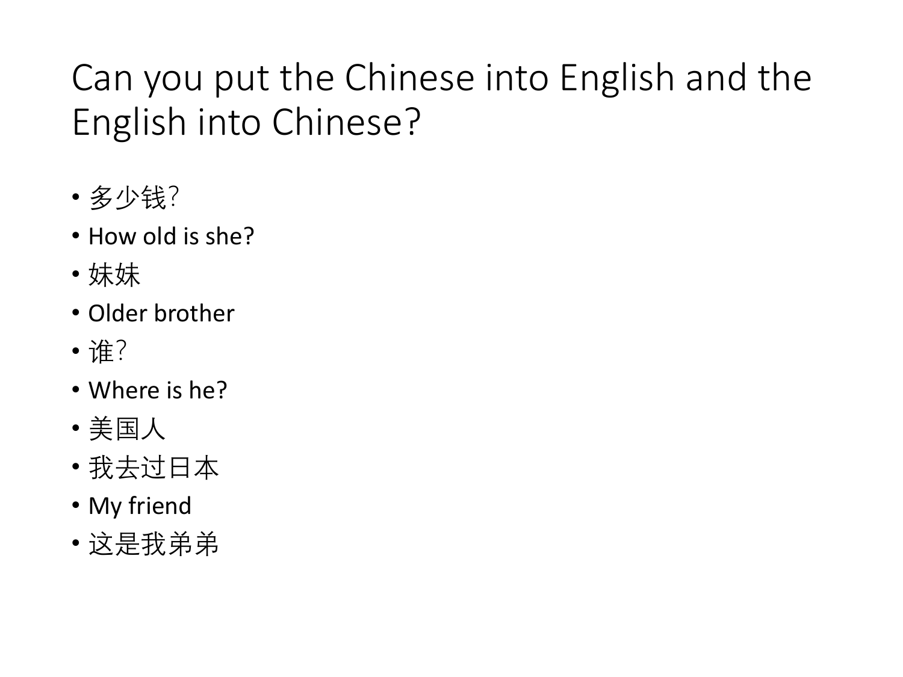# Can you put the Chinese into English and the English into Chinese?

- 多少钱?
- How old is she?
- 妹妹
- Older brother
- 谁?
- Where is he?
- 美国人
- 我去过日本
- My friend
- 这是我弟弟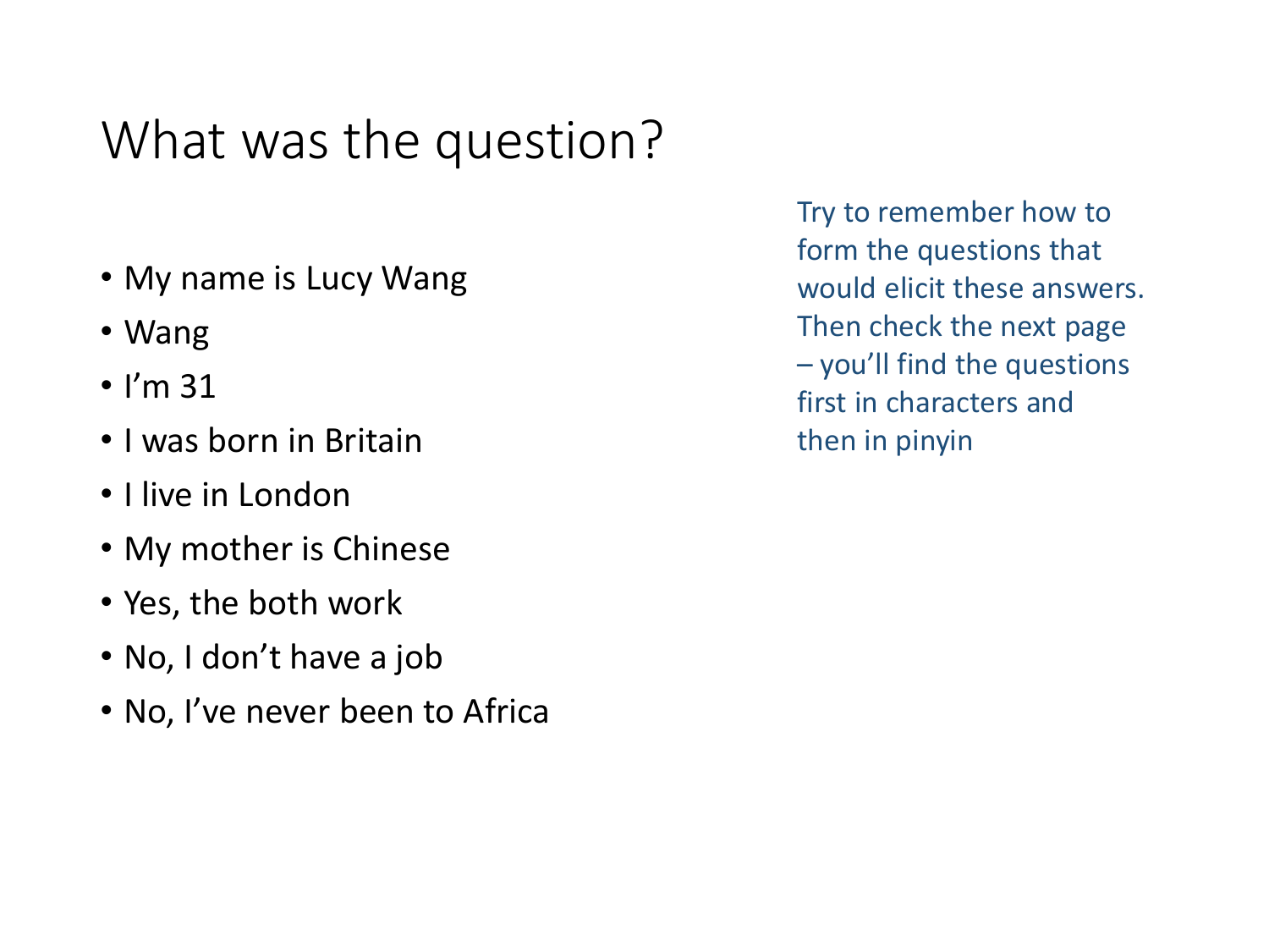# What was the question?

- My name is Lucy Wang
- Wang
- I'm 31
- I was born in Britain
- I live in London
- My mother is Chinese
- Yes, the both work
- No, I don't have a job
- No, I've never been to Africa

Try to remember how to form the questions that would elicit these answers. Then check the next page – you'll find the questions first in characters and then in pinyin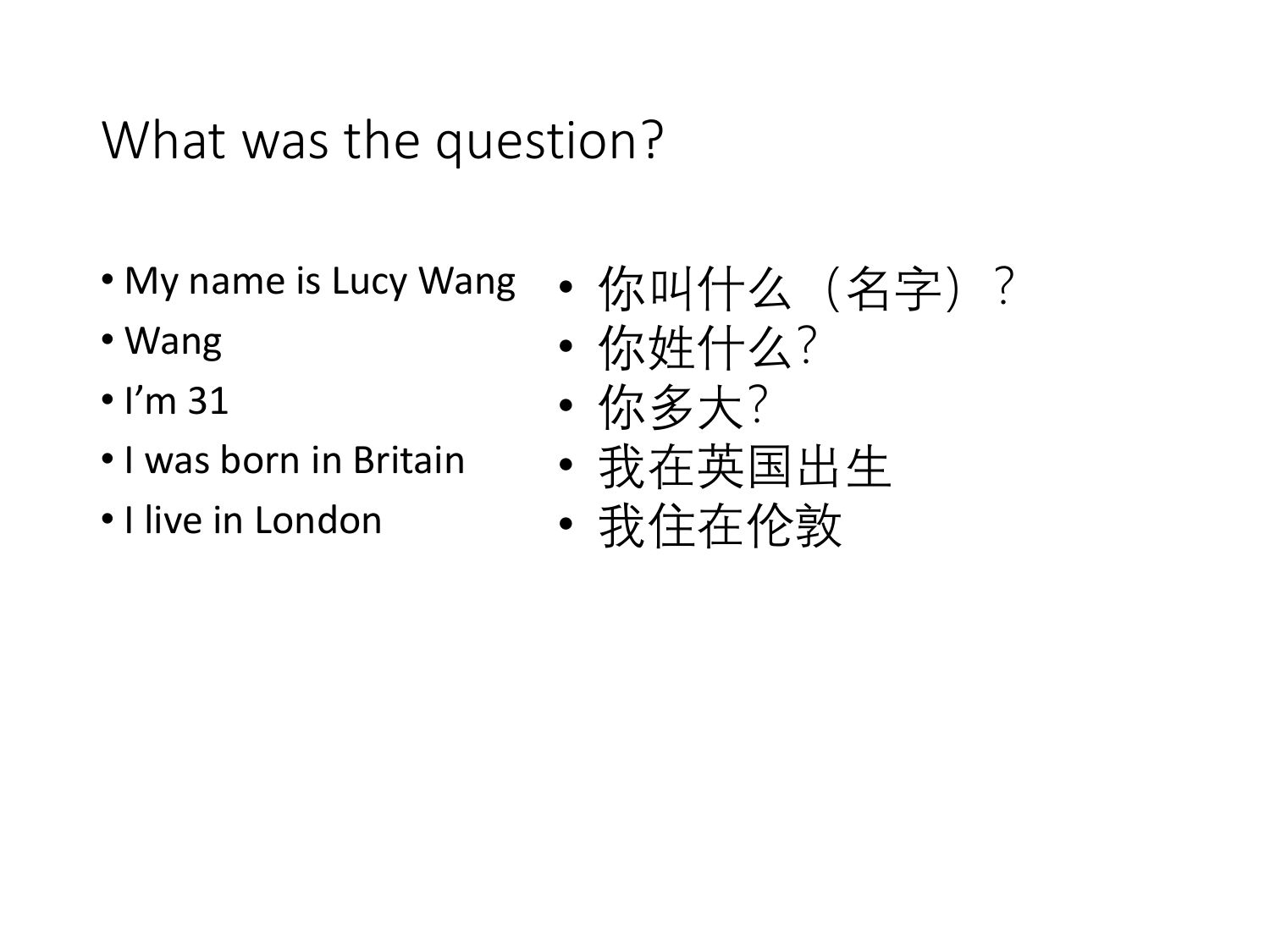# What was the question?

- My name is Lucy Wang
- Wang
- I’m 31
- I was born in Britain
- I live in London

- 你叫什么（名字）？
- 你姓什么?
- 你多大?
- 我在英国出生
- 我住在伦敦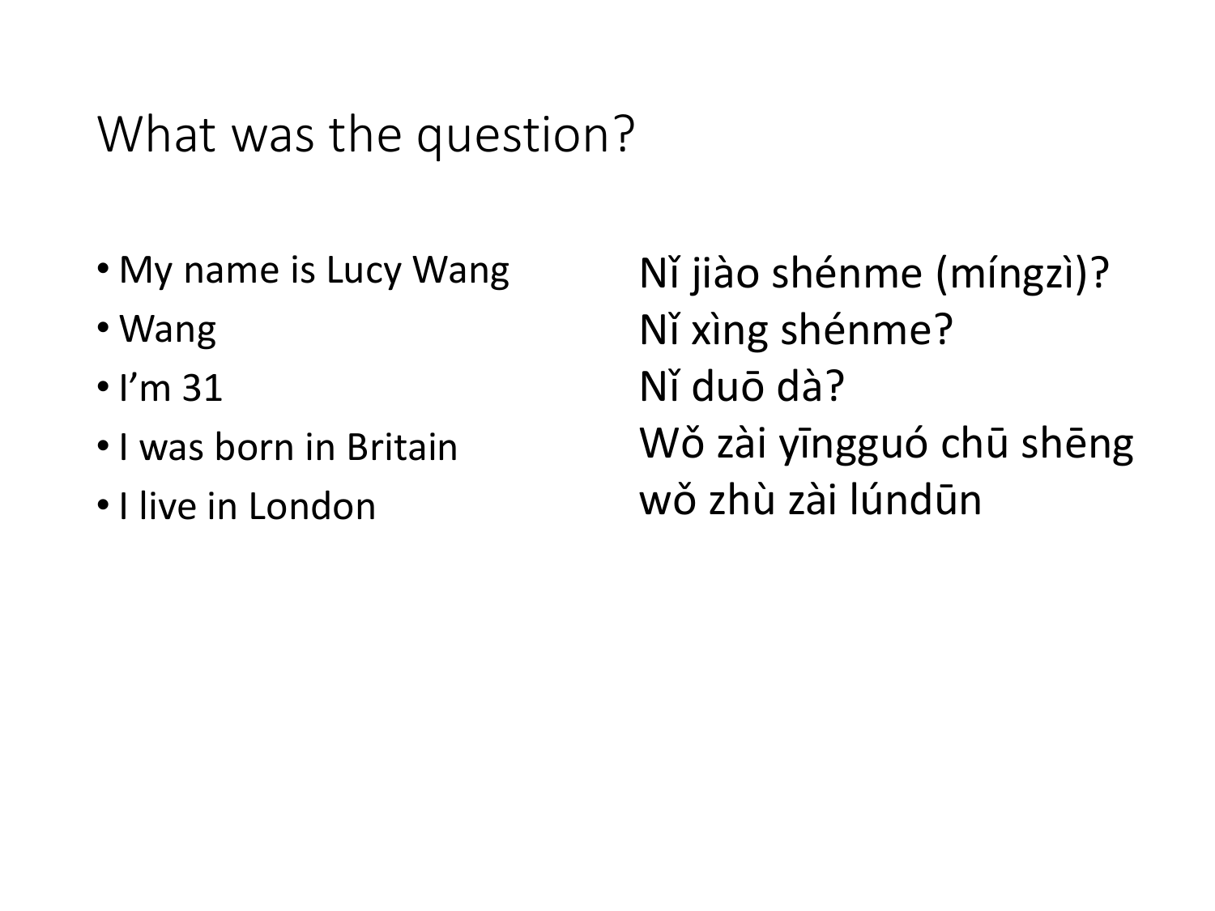# What was the question?

- My name is Lucy Wang
- Wang
- I'm 31
- I was born in Britain
- I live in London

Nǐ jiào shénme (míngzì)?
Nǐ xìng shénme?
Nǐ duō dà?
Wǒ zài yīngguó chū shēng
wǒ zhù zài lúndūn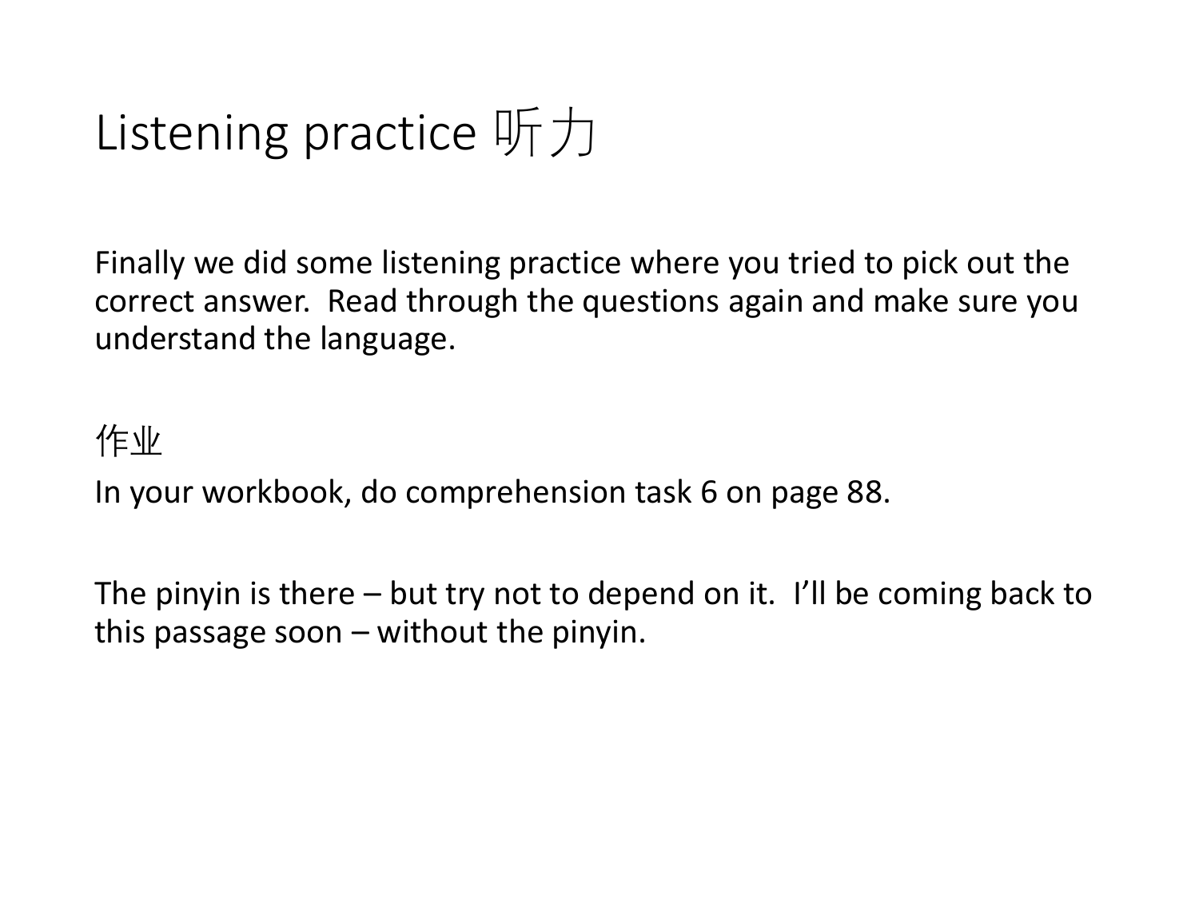# Listening practice 听力

Finally we did some listening practice where you tried to pick out the correct answer. Read through the questions again and make sure you understand the language.

作业

In your workbook, do comprehension task 6 on page 88.

The pinyin is there – but try not to depend on it. I'll be coming back to this passage soon – without the pinyin.